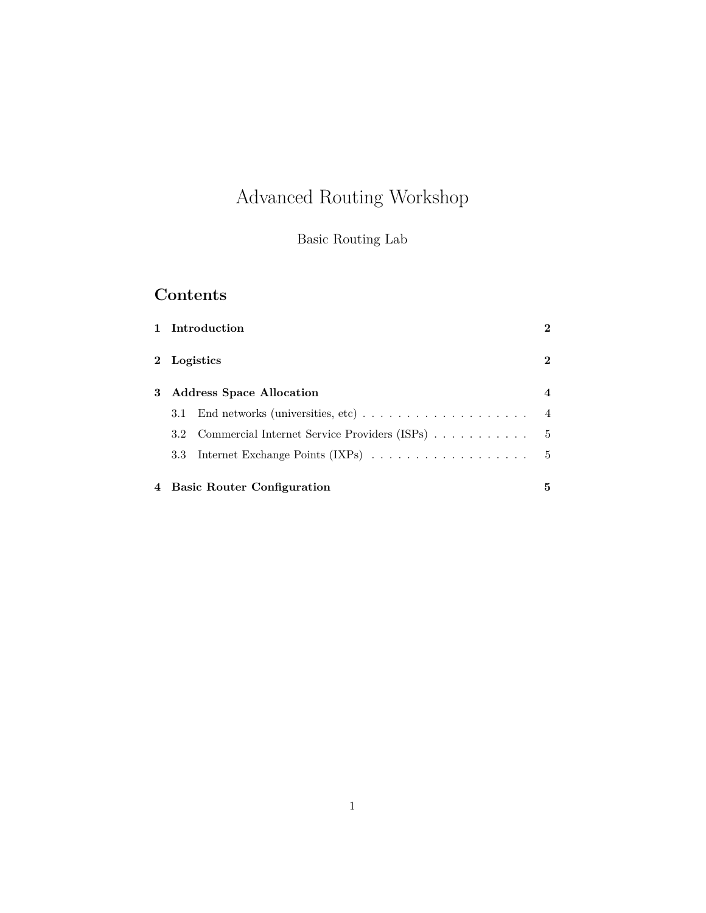# Advanced Routing Workshop

Basic Routing Lab

## Contents

**1 Introduction** **2**

**2 Logistics** **2**

**3 Address Space Allocation** **4**

- 3.1 End networks (universities, etc) . . . . . . . . . . . . . . . . . . . 4
- 3.2 Commercial Internet Service Providers (ISPs) . . . . . . . . . . . 5
- 3.3 Internet Exchange Points (IXPs) . . . . . . . . . . . . . . . . . . 5

**4 Basic Router Configuration** **5**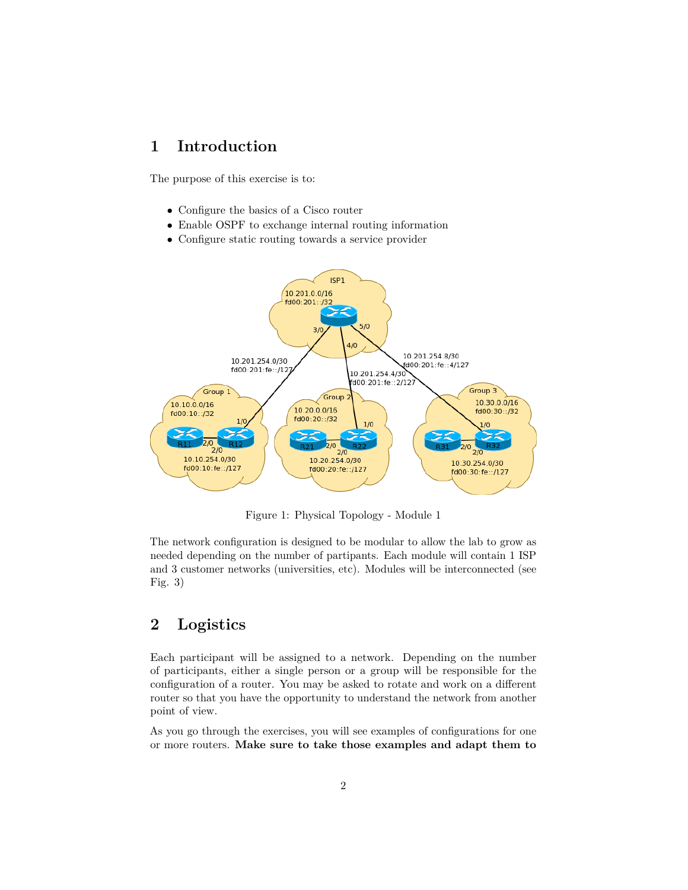# 1 Introduction

The purpose of this exercise is to:

- Configure the basics of a Cisco router
- Enable OSPF to exchange internal routing information
- Configure static routing towards a service provider

Figure 1: Physical Topology - Module 1

The network configuration is designed to be modular to allow the lab to grow as needed depending on the number of partipants. Each module will contain 1 ISP and 3 customer networks (universities, etc). Modules will be interconnected (see Fig. 3)

# 2 Logistics

Each participant will be assigned to a network. Depending on the number of participants, either a single person or a group will be responsible for the configuration of a router. You may be asked to rotate and work on a different router so that you have the opportunity to understand the network from another point of view.

As you go through the exercises, you will see examples of configurations for one or more routers. **Make sure to take those examples and adapt them to**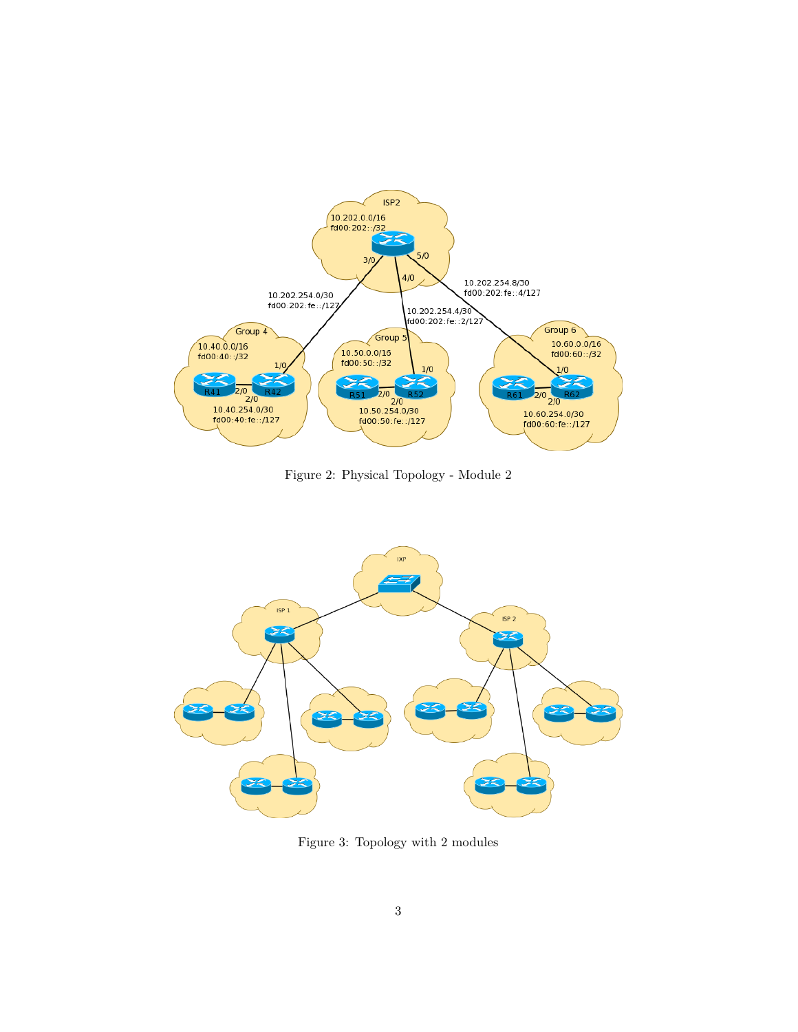Figure 2: Physical Topology - Module 2

Figure 3: Topology with 2 modules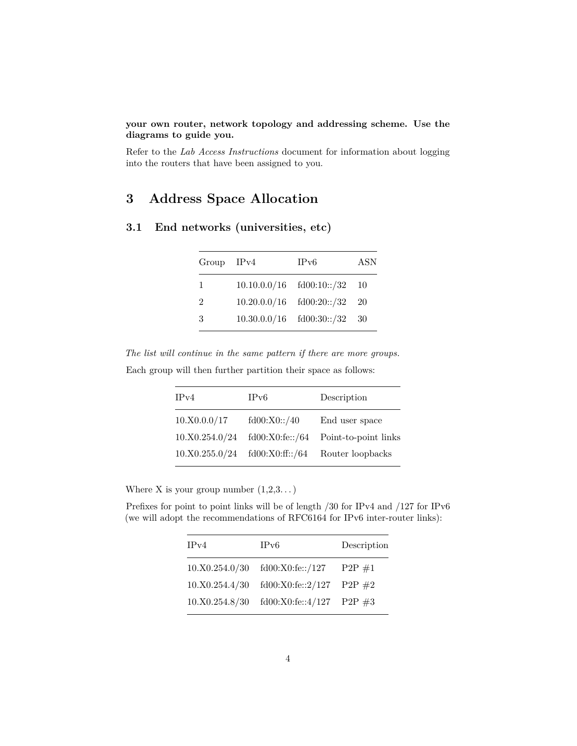**your own router, network topology and addressing scheme. Use the diagrams to guide you.**

Refer to the *Lab Access Instructions* document for information about logging into the routers that have been assigned to you.

# 3 Address Space Allocation

## 3.1 End networks (universities, etc)

| Group | IPv4 | IPv6 | ASN |
|---|---|---|---|
| 1 | 10.10.0.0/16 | fd00:10::/32 | 10 |
| 2 | 10.20.0.0/16 | fd00:20::/32 | 20 |
| 3 | 10.30.0.0/16 | fd00:30::/32 | 30 |

*The list will continue in the same pattern if there are more groups.*

Each group will then further partition their space as follows:

| IPv4 | IPv6 | Description |
|---|---|---|
| 10.X0.0.0/17 | fd00:X0::/40 | End user space |
| 10.X0.254.0/24 | fd00:X0:fe::/64 | Point-to-point links |
| 10.X0.255.0/24 | fd00:X0:ff::/64 | Router loopbacks |

Where X is your group number (1,2,3...)

Prefixes for point to point links will be of length /30 for IPv4 and /127 for IPv6 (we will adopt the recommendations of RFC6164 for IPv6 inter-router links):

| IPv4 | IPv6 | Description |
|---|---|---|
| 10.X0.254.0/30 | fd00:X0:fe::/127 | P2P #1 |
| 10.X0.254.4/30 | fd00:X0:fe::2/127 | P2P #2 |
| 10.X0.254.8/30 | fd00:X0:fe::4/127 | P2P #3 |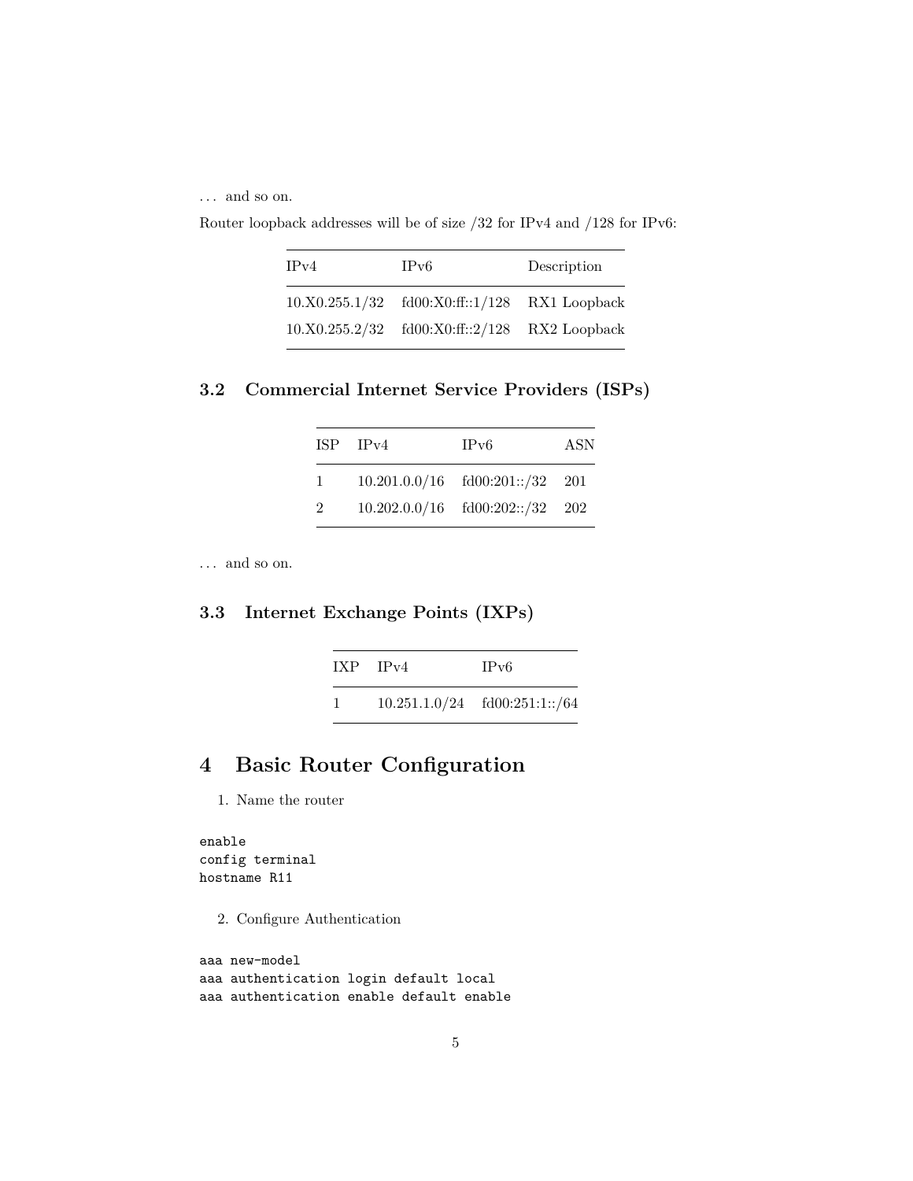… and so on.

Router loopback addresses will be of size /32 for IPv4 and /128 for IPv6:

| IPv4 | IPv6 | Description |
|---|---|---|
| 10.X0.255.1/32 | fd00:X0:ff::1/128 | RX1 Loopback |
| 10.X0.255.2/32 | fd00:X0:ff::2/128 | RX2 Loopback |

### 3.2 Commercial Internet Service Providers (ISPs)

| ISP | IPv4 | IPv6 | ASN |
|---|---|---|---|
| 1 | 10.201.0.0/16 | fd00:201::/32 | 201 |
| 2 | 10.202.0.0/16 | fd00:202::/32 | 202 |

… and so on.

### 3.3 Internet Exchange Points (IXPs)

| IXP | IPv4 | IPv6 |
|---|---|---|
| 1 | 10.251.1.0/24 | fd00:251:1::/64 |

## 4 Basic Router Configuration

1. Name the router

```
enable
config terminal
hostname R11
```

2. Configure Authentication

```
aaa new-model
aaa authentication login default local
aaa authentication enable default enable
```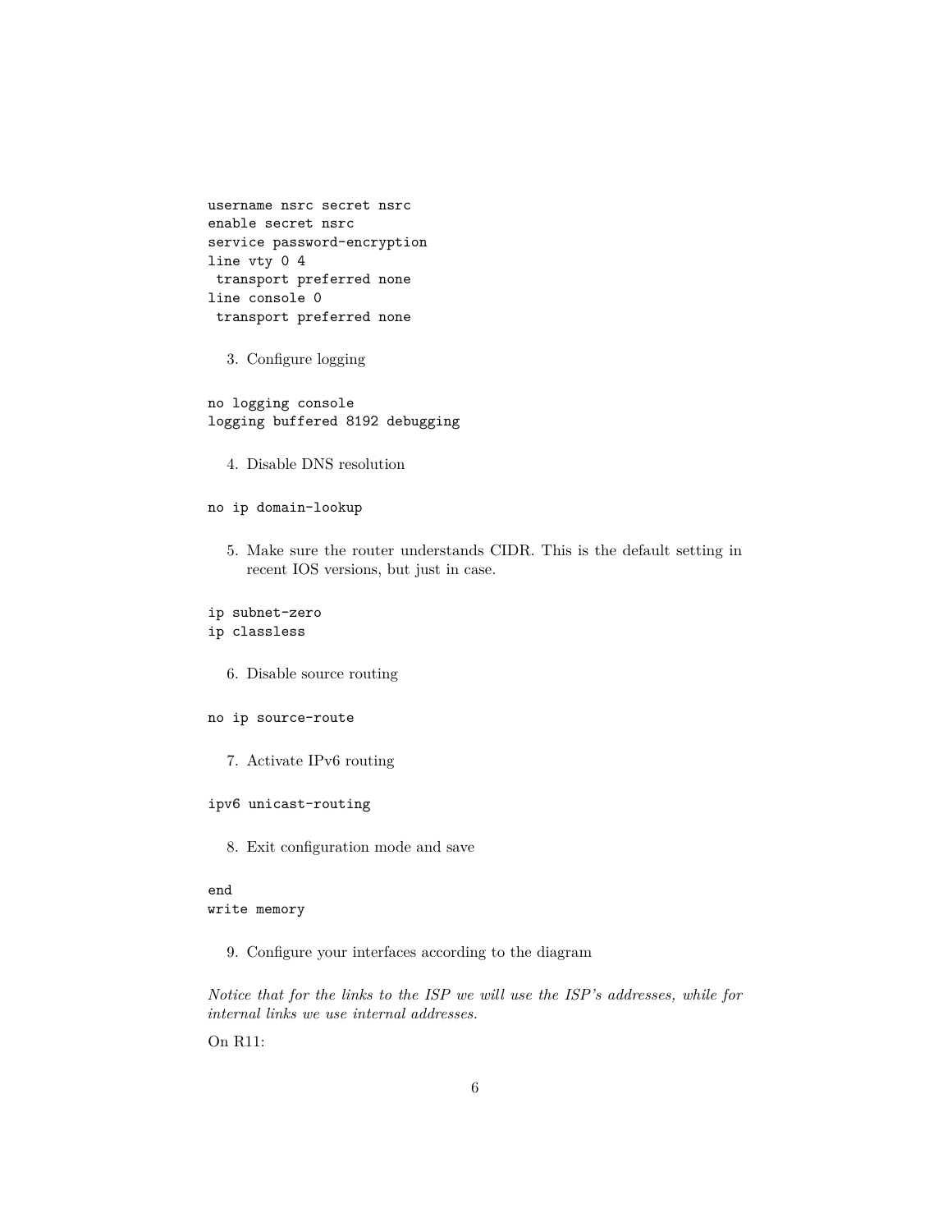```
username nsrc secret nsrc
enable secret nsrc
service password-encryption
line vty 0 4
 transport preferred none
line console 0
 transport preferred none
```

3. Configure logging

```
no logging console
logging buffered 8192 debugging
```

4. Disable DNS resolution

```
no ip domain-lookup
```

5. Make sure the router understands CIDR. This is the default setting in recent IOS versions, but just in case.

```
ip subnet-zero
ip classless
```

6. Disable source routing

```
no ip source-route
```

7. Activate IPv6 routing

```
ipv6 unicast-routing
```

8. Exit configuration mode and save

```
end
write memory
```

9. Configure your interfaces according to the diagram

*Notice that for the links to the ISP we will use the ISP's addresses, while for internal links we use internal addresses.*

On R11: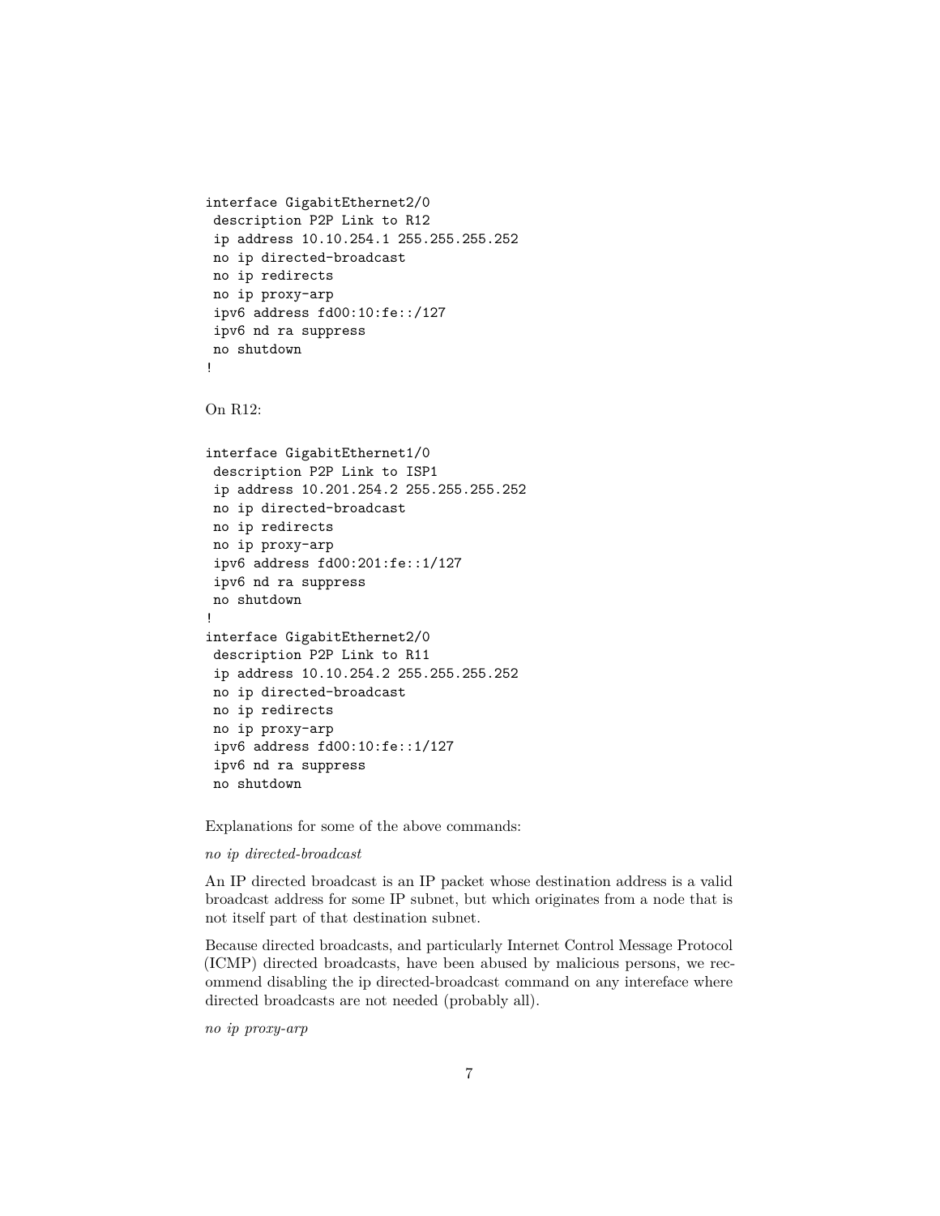```
interface GigabitEthernet2/0
 description P2P Link to R12
 ip address 10.10.254.1 255.255.255.252
 no ip directed-broadcast
 no ip redirects
 no ip proxy-arp
 ipv6 address fd00:10:fe::/127
 ipv6 nd ra suppress
 no shutdown
!
```

On R12:

```
interface GigabitEthernet1/0
 description P2P Link to ISP1
 ip address 10.201.254.2 255.255.255.252
 no ip directed-broadcast
 no ip redirects
 no ip proxy-arp
 ipv6 address fd00:201:fe::1/127
 ipv6 nd ra suppress
 no shutdown
!
interface GigabitEthernet2/0
 description P2P Link to R11
 ip address 10.10.254.2 255.255.255.252
 no ip directed-broadcast
 no ip redirects
 no ip proxy-arp
 ipv6 address fd00:10:fe::1/127
 ipv6 nd ra suppress
 no shutdown
```

Explanations for some of the above commands:

*no ip directed-broadcast*

An IP directed broadcast is an IP packet whose destination address is a valid broadcast address for some IP subnet, but which originates from a node that is not itself part of that destination subnet.

Because directed broadcasts, and particularly Internet Control Message Protocol (ICMP) directed broadcasts, have been abused by malicious persons, we recommend disabling the ip directed-broadcast command on any intereface where directed broadcasts are not needed (probably all).

*no ip proxy-arp*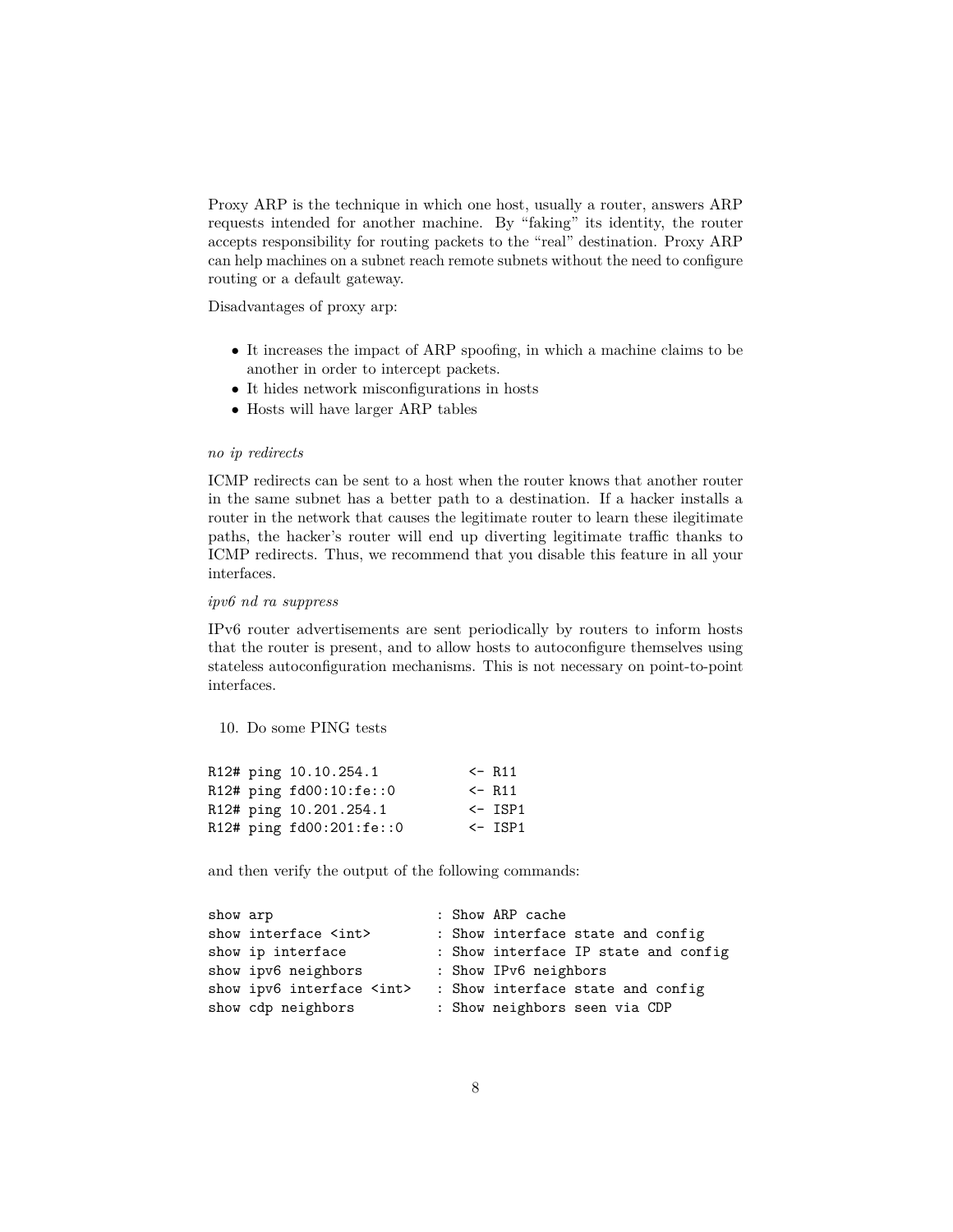Proxy ARP is the technique in which one host, usually a router, answers ARP requests intended for another machine. By "faking" its identity, the router accepts responsibility for routing packets to the "real" destination. Proxy ARP can help machines on a subnet reach remote subnets without the need to configure routing or a default gateway.

Disadvantages of proxy arp:

- It increases the impact of ARP spoofing, in which a machine claims to be another in order to intercept packets.
- It hides network misconfigurations in hosts
- Hosts will have larger ARP tables

*no ip redirects*

ICMP redirects can be sent to a host when the router knows that another router in the same subnet has a better path to a destination. If a hacker installs a router in the network that causes the legitimate router to learn these ilegitimate paths, the hacker's router will end up diverting legitimate traffic thanks to ICMP redirects. Thus, we recommend that you disable this feature in all your interfaces.

*ipv6 nd ra suppress*

IPv6 router advertisements are sent periodically by routers to inform hosts that the router is present, and to allow hosts to autoconfigure themselves using stateless autoconfiguration mechanisms. This is not necessary on point-to-point interfaces.

10. Do some PING tests

```
R12# ping 10.10.254.1          <- R11
R12# ping fd00:10:fe::0        <- R11
R12# ping 10.201.254.1         <- ISP1
R12# ping fd00:201:fe::0       <- ISP1
```

and then verify the output of the following commands:

```
show arp                   : Show ARP cache
show interface <int>       : Show interface state and config
show ip interface          : Show interface IP state and config
show ipv6 neighbors        : Show IPv6 neighbors
show ipv6 interface <int>  : Show interface state and config
show cdp neighbors         : Show neighbors seen via CDP
```